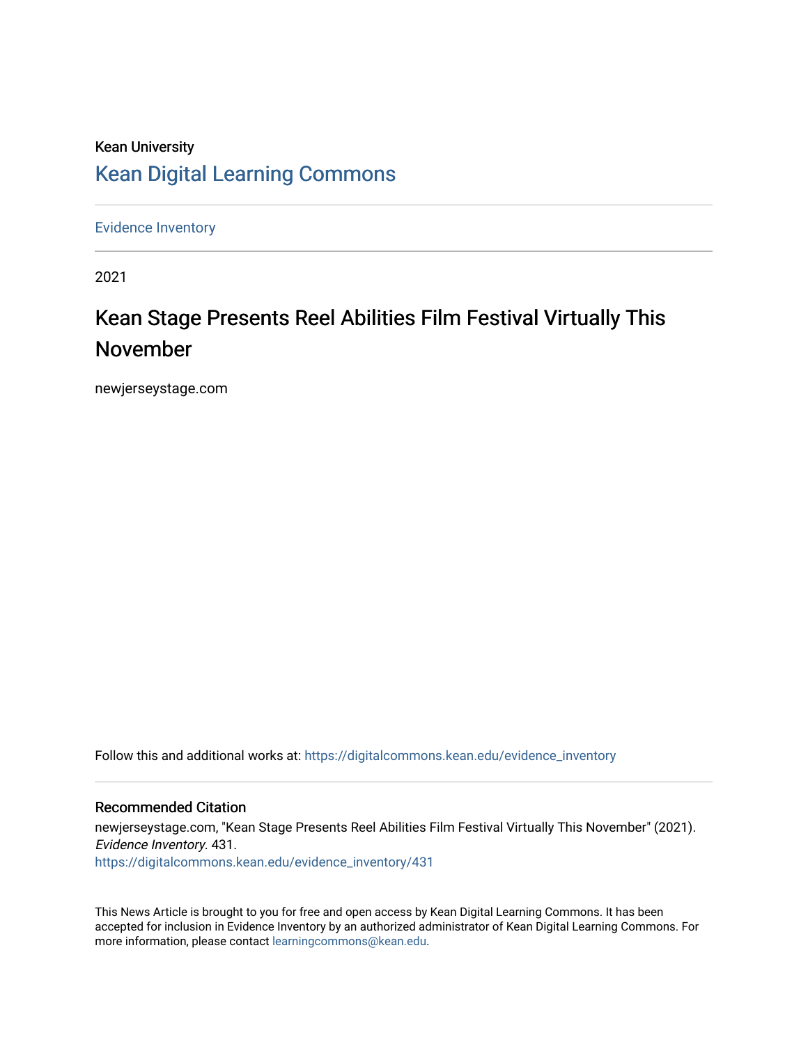Kean University

## Kean Digital Learning Commons

Evidence Inventory

2021

# Kean Stage Presents Reel Abilities Film Festival Virtually This November

newjerseystage.com

Follow this and additional works at: https://digitalcommons.kean.edu/evidence_inventory

### Recommended Citation

newjerseystage.com, "Kean Stage Presents Reel Abilities Film Festival Virtually This November" (2021). *Evidence Inventory*. 431.
https://digitalcommons.kean.edu/evidence_inventory/431

This News Article is brought to you for free and open access by Kean Digital Learning Commons. It has been accepted for inclusion in Evidence Inventory by an authorized administrator of Kean Digital Learning Commons. For more information, please contact learningcommons@kean.edu.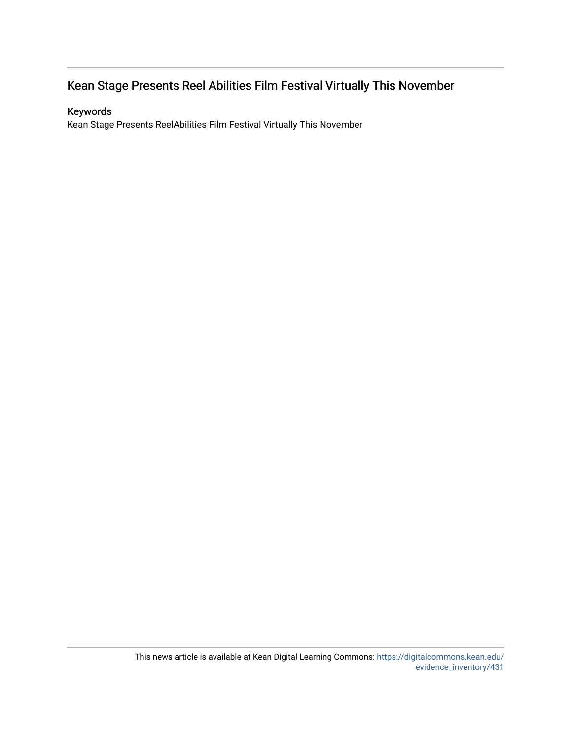## Kean Stage Presents Reel Abilities Film Festival Virtually This November

### Keywords

Kean Stage Presents ReelAbilities Film Festival Virtually This November

This news article is available at Kean Digital Learning Commons: https://digitalcommons.kean.edu/evidence_inventory/431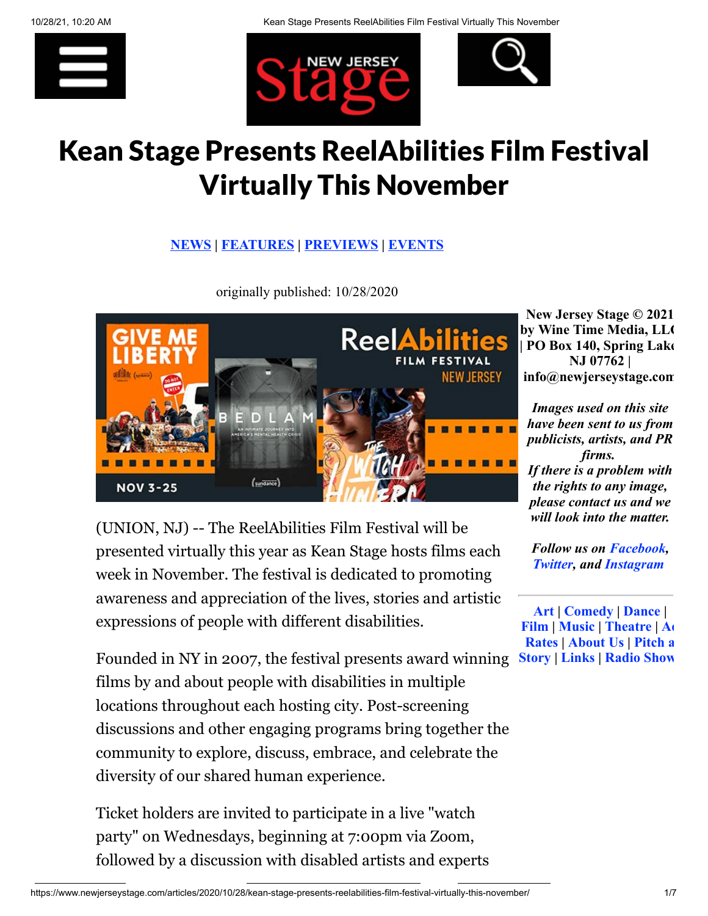# Kean Stage Presents ReelAbilities Film Festival Virtually This November

NEWS | FEATURES | PREVIEWS | EVENTS

originally published: 10/28/2020

(UNION, NJ) -- The ReelAbilities Film Festival will be presented virtually this year as Kean Stage hosts films each week in November. The festival is dedicated to promoting awareness and appreciation of the lives, stories and artistic expressions of people with different disabilities.

Founded in NY in 2007, the festival presents award winning films by and about people with disabilities in multiple locations throughout each hosting city. Post-screening discussions and other engaging programs bring together the community to explore, discuss, embrace, and celebrate the diversity of our shared human experience.

Ticket holders are invited to participate in a live "watch party" on Wednesdays, beginning at 7:00pm via Zoom, followed by a discussion with disabled artists and experts

**New Jersey Stage © 2021 by Wine Time Media, LLC | PO Box 140, Spring Lake NJ 07762 | info@newjerseystage.com**

***Images used on this site have been sent to us from publicists, artists, and PR firms.***
***If there is a problem with the rights to any image, please contact us and we will look into the matter.***

***Follow us on Facebook, Twitter, and Instagram***

**Art | Comedy | Dance | Film | Music | Theatre | Ad Rates | About Us | Pitch a Story | Links | Radio Show**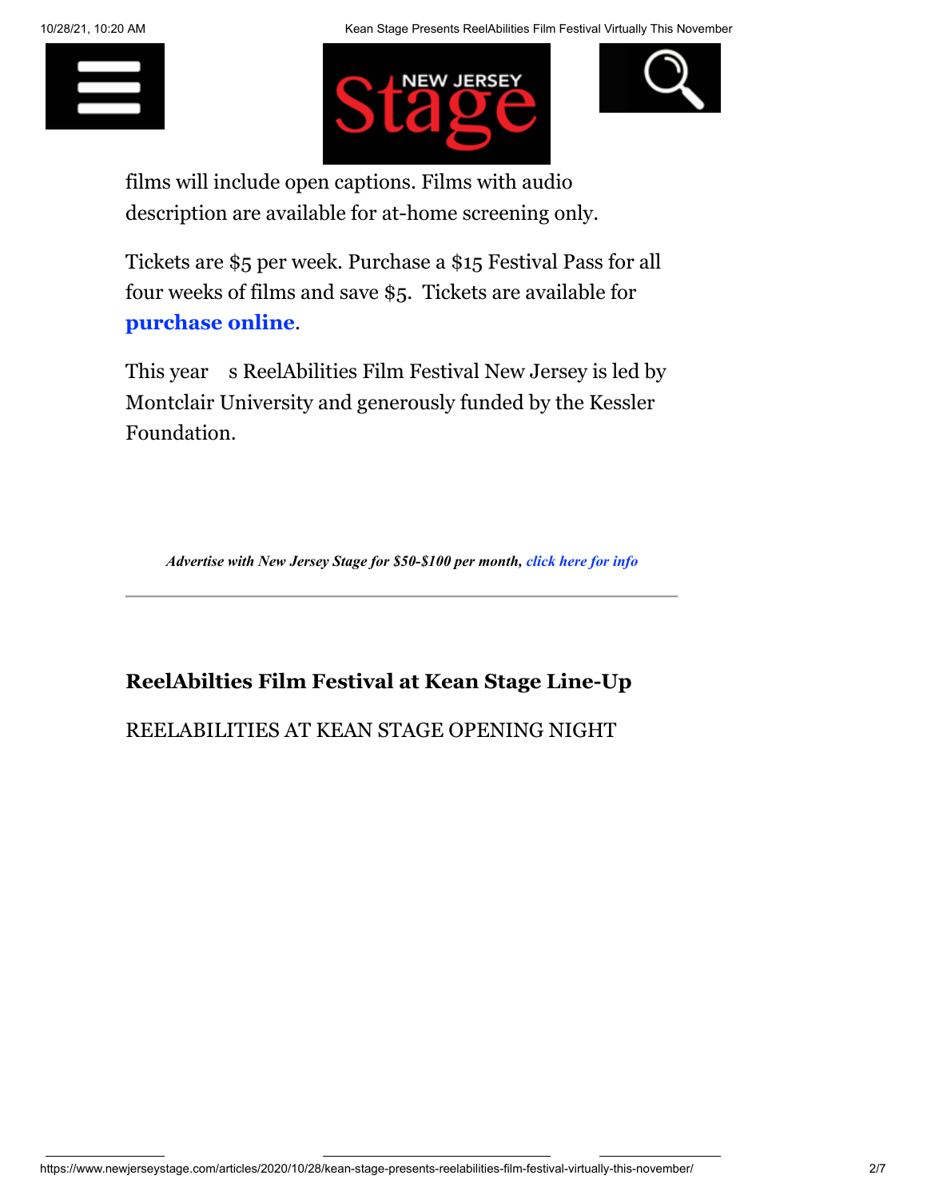films will include open captions. Films with audio description are available for at-home screening only.

Tickets are $5 per week. Purchase a $15 Festival Pass for all four weeks of films and save $5.  Tickets are available for **purchase online**.

This year    s ReelAbilities Film Festival New Jersey is led by Montclair University and generously funded by the Kessler Foundation.

*Advertise with New Jersey Stage for $50-$100 per month, click here for info*

---

**ReelAbilties Film Festival at Kean Stage Line-Up**

REELABILITIES AT KEAN STAGE OPENING NIGHT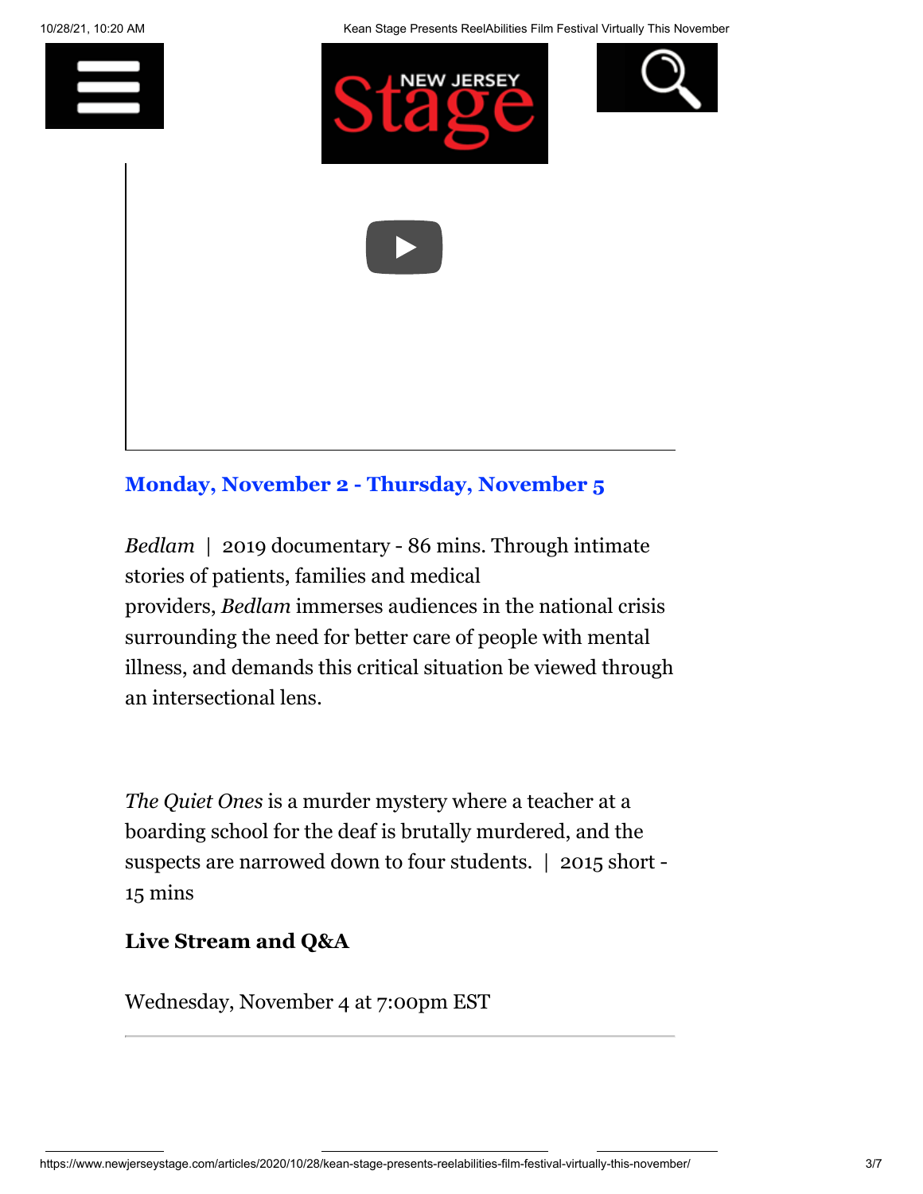**Monday, November 2 - Thursday, November 5**

*Bedlam* | 2019 documentary - 86 mins. Through intimate stories of patients, families and medical providers, *Bedlam* immerses audiences in the national crisis surrounding the need for better care of people with mental illness, and demands this critical situation be viewed through an intersectional lens.

*The Quiet Ones* is a murder mystery where a teacher at a boarding school for the deaf is brutally murdered, and the suspects are narrowed down to four students. | 2015 short - 15 mins

**Live Stream and Q&A**

Wednesday, November 4 at 7:00pm EST

---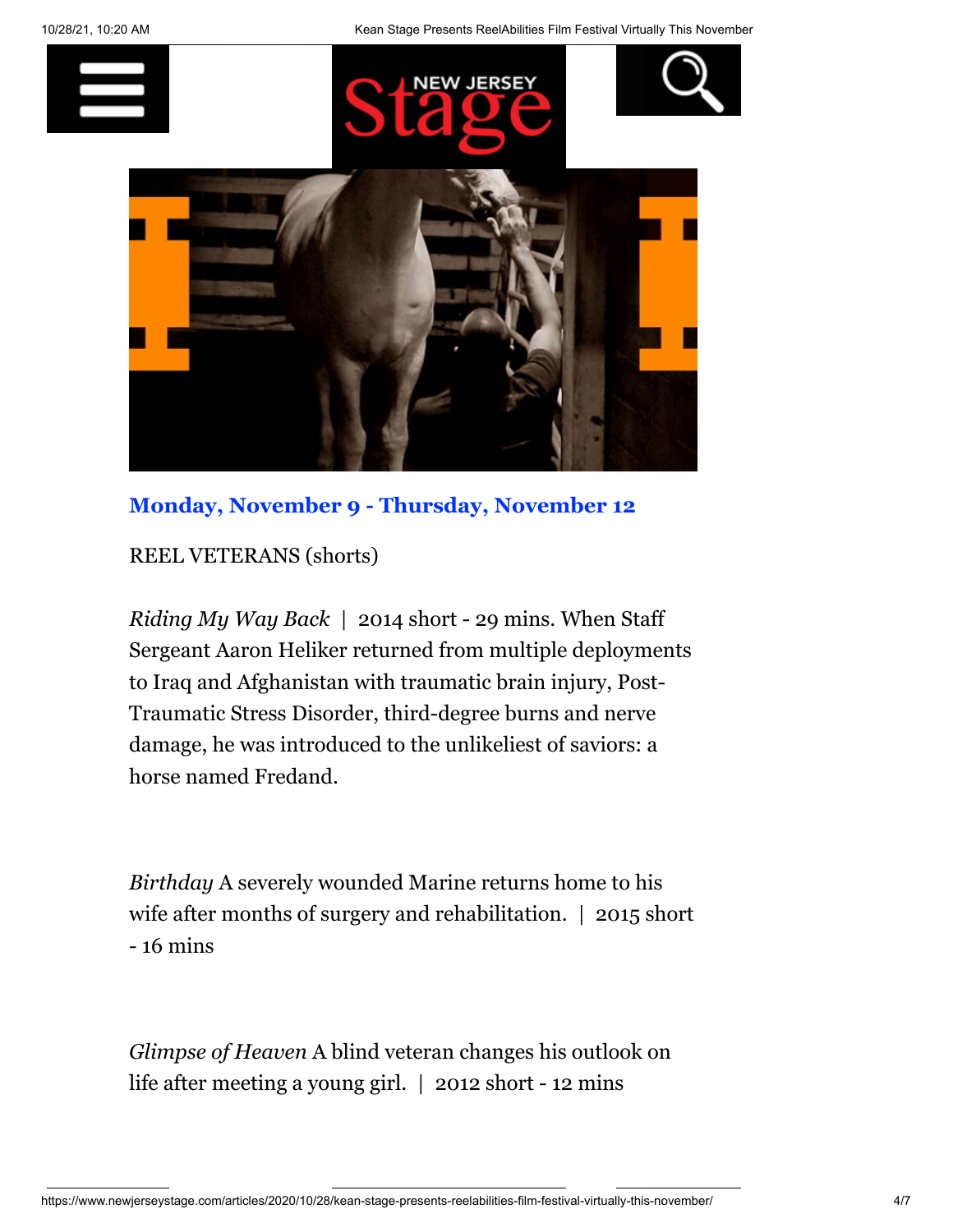**Monday, November 9 - Thursday, November 12**

REEL VETERANS (shorts)

*Riding My Way Back* | 2014 short - 29 mins. When Staff Sergeant Aaron Heliker returned from multiple deployments to Iraq and Afghanistan with traumatic brain injury, Post-Traumatic Stress Disorder, third-degree burns and nerve damage, he was introduced to the unlikeliest of saviors: a horse named Fredand.

*Birthday* A severely wounded Marine returns home to his wife after months of surgery and rehabilitation. | 2015 short - 16 mins

*Glimpse of Heaven* A blind veteran changes his outlook on life after meeting a young girl. | 2012 short - 12 mins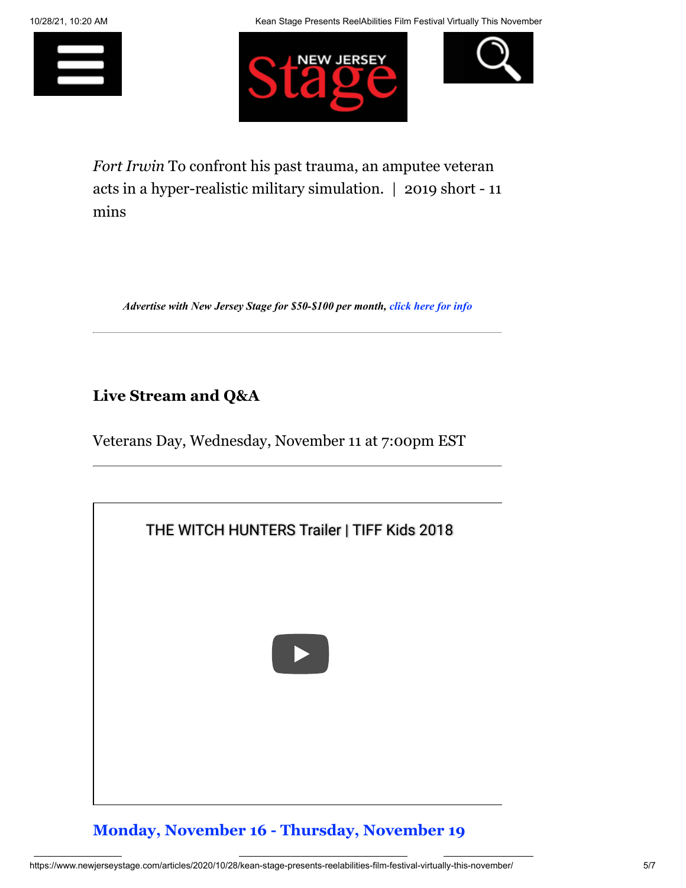*Fort Irwin* To confront his past trauma, an amputee veteran acts in a hyper-realistic military simulation. | 2019 short - 11 mins

***Advertise with New Jersey Stage for $50-$100 per month, click here for info***

---

**Live Stream and Q&A**

Veterans Day, Wednesday, November 11 at 7:00pm EST

---

THE WITCH HUNTERS Trailer | TIFF Kids 2018

## Monday, November 16 - Thursday, November 19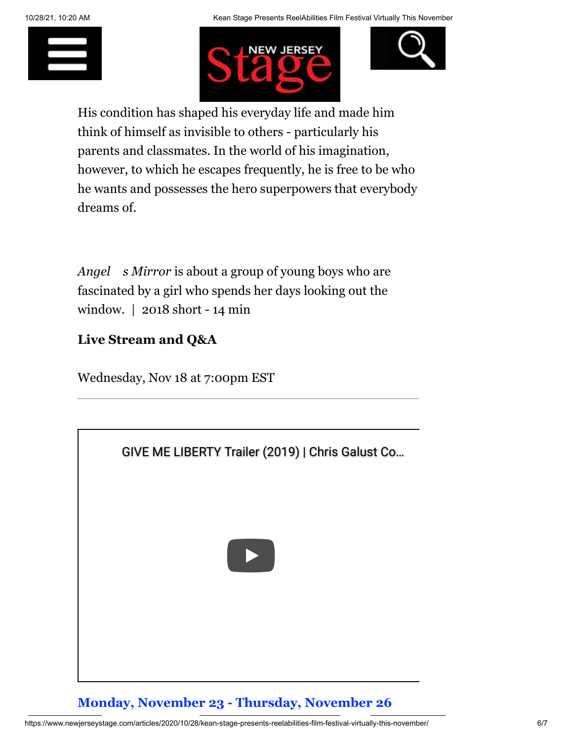His condition has shaped his everyday life and made him think of himself as invisible to others - particularly his parents and classmates. In the world of his imagination, however, to which he escapes frequently, he is free to be who he wants and possesses the hero superpowers that everybody dreams of.

*Angel s Mirror* is about a group of young boys who are fascinated by a girl who spends her days looking out the window. | 2018 short - 14 min

**Live Stream and Q&A**

Wednesday, Nov 18 at 7:00pm EST

---

GIVE ME LIBERTY Trailer (2019) | Chris Galust Co...

## Monday, November 23 - Thursday, November 26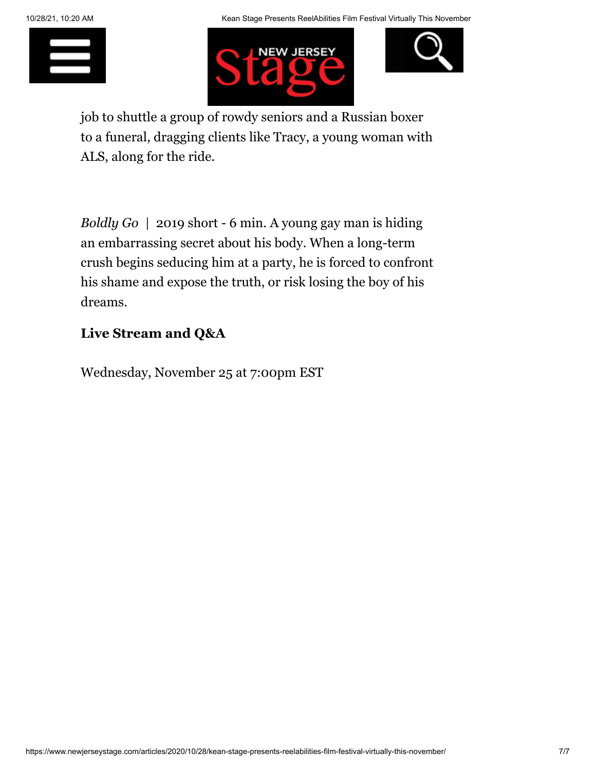job to shuttle a group of rowdy seniors and a Russian boxer to a funeral, dragging clients like Tracy, a young woman with ALS, along for the ride.

*Boldly Go* | 2019 short - 6 min. A young gay man is hiding an embarrassing secret about his body. When a long-term crush begins seducing him at a party, he is forced to confront his shame and expose the truth, or risk losing the boy of his dreams.

**Live Stream and Q&A**

Wednesday, November 25 at 7:00pm EST